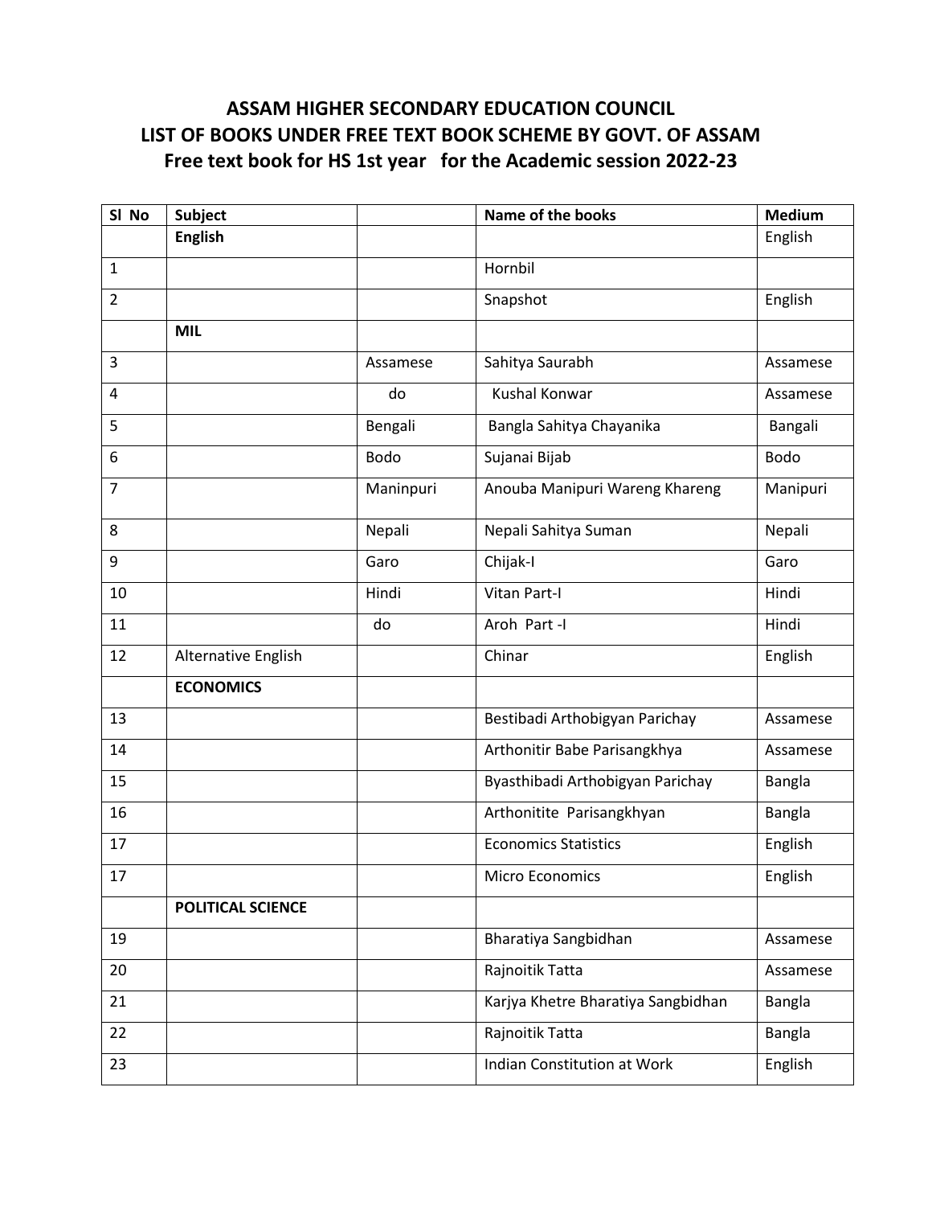# ASSAM HIGHER SECONDARY EDUCATION COUNCIL
## LIST OF BOOKS UNDER FREE TEXT BOOK SCHEME BY GOVT. OF ASSAM
### Free text book for HS 1st year for the Academic session 2022-23

| Sl No | Subject | | Name of the books | Medium |
|---|---|---|---|---|
| | **English** | | | English |
| 1 | | | Hornbil | |
| 2 | | | Snapshot | English |
| | **MIL** | | | |
| 3 | | Assamese | Sahitya Saurabh | Assamese |
| 4 | | do | Kushal Konwar | Assamese |
| 5 | | Bengali | Bangla Sahitya Chayanika | Bangali |
| 6 | | Bodo | Sujanai Bijab | Bodo |
| 7 | | Maninpuri | Anouba Manipuri Wareng Khareng | Manipuri |
| 8 | | Nepali | Nepali Sahitya Suman | Nepali |
| 9 | | Garo | Chijak-I | Garo |
| 10 | | Hindi | Vitan Part-I | Hindi |
| 11 | | do | Aroh Part -I | Hindi |
| 12 | Alternative English | | Chinar | English |
| | **ECONOMICS** | | | |
| 13 | | | Bestibadi Arthobigyan Parichay | Assamese |
| 14 | | | Arthonitir Babe Parisangkhya | Assamese |
| 15 | | | Byasthibadi Arthobigyan Parichay | Bangla |
| 16 | | | Arthonitite Parisangkhyan | Bangla |
| 17 | | | Economics Statistics | English |
| 17 | | | Micro Economics | English |
| | **POLITICAL SCIENCE** | | | |
| 19 | | | Bharatiya Sangbidhan | Assamese |
| 20 | | | Rajnoitik Tatta | Assamese |
| 21 | | | Karjya Khetre Bharatiya Sangbidhan | Bangla |
| 22 | | | Rajnoitik Tatta | Bangla |
| 23 | | | Indian Constitution at Work | English |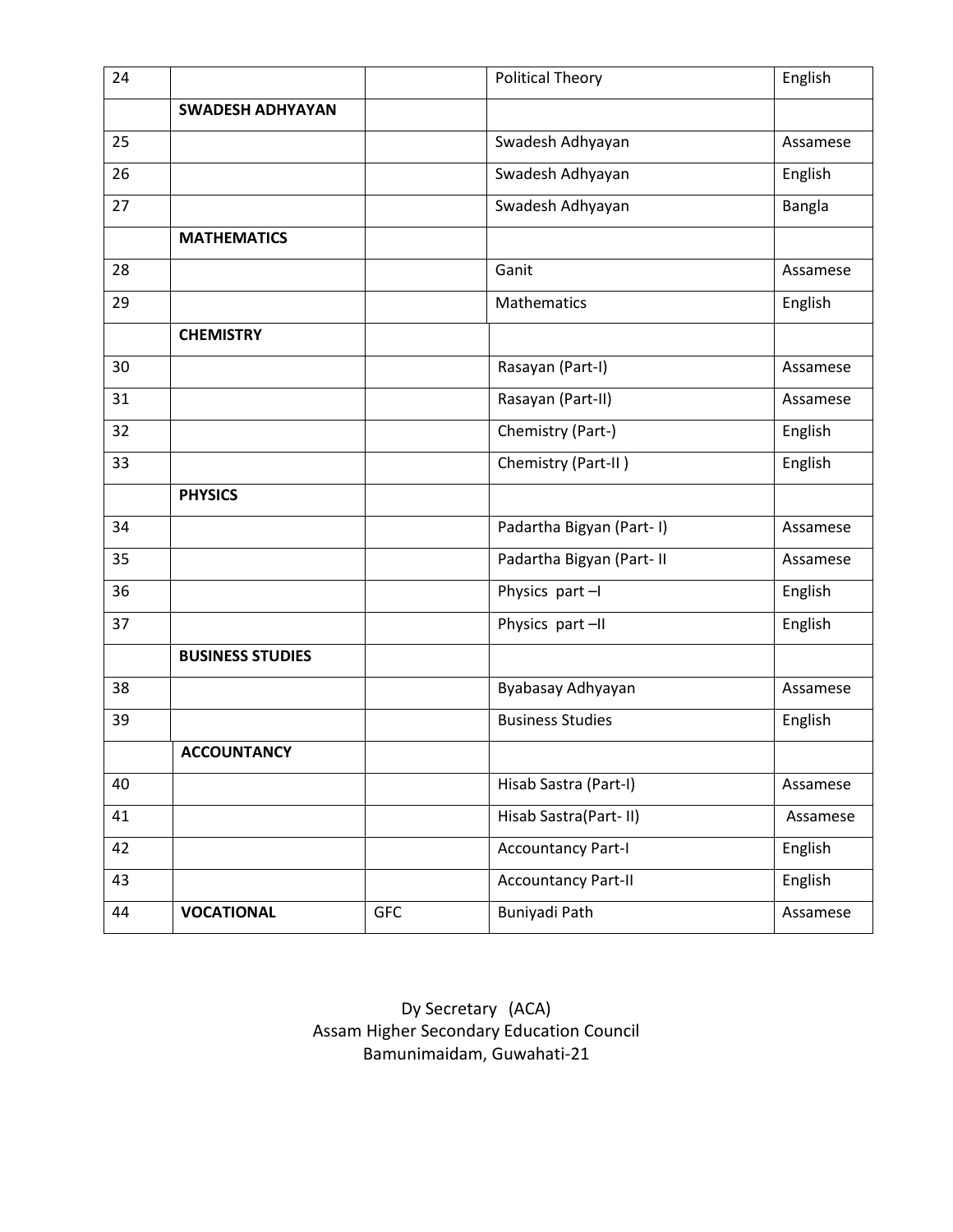| 24 | | | Political Theory | English |
|---|---|---|---|---|
| | **SWADESH ADHYAYAN** | | | |
| 25 | | | Swadesh Adhyayan | Assamese |
| 26 | | | Swadesh Adhyayan | English |
| 27 | | | Swadesh Adhyayan | Bangla |
| | **MATHEMATICS** | | | |
| 28 | | | Ganit | Assamese |
| 29 | | | Mathematics | English |
| | **CHEMISTRY** | | | |
| 30 | | | Rasayan (Part-I) | Assamese |
| 31 | | | Rasayan (Part-II) | Assamese |
| 32 | | | Chemistry (Part-) | English |
| 33 | | | Chemistry (Part-II ) | English |
| | **PHYSICS** | | | |
| 34 | | | Padartha Bigyan (Part- I) | Assamese |
| 35 | | | Padartha Bigyan (Part- II | Assamese |
| 36 | | | Physics part –I | English |
| 37 | | | Physics part –II | English |
| | **BUSINESS STUDIES** | | | |
| 38 | | | Byabasay Adhyayan | Assamese |
| 39 | | | Business Studies | English |
| | **ACCOUNTANCY** | | | |
| 40 | | | Hisab Sastra (Part-I) | Assamese |
| 41 | | | Hisab Sastra(Part- II) | Assamese |
| 42 | | | Accountancy Part-I | English |
| 43 | | | Accountancy Part-II | English |
| 44 | **VOCATIONAL** | GFC | Buniyadi Path | Assamese |

Dy Secretary (ACA)
Assam Higher Secondary Education Council
Bamunimaidam, Guwahati-21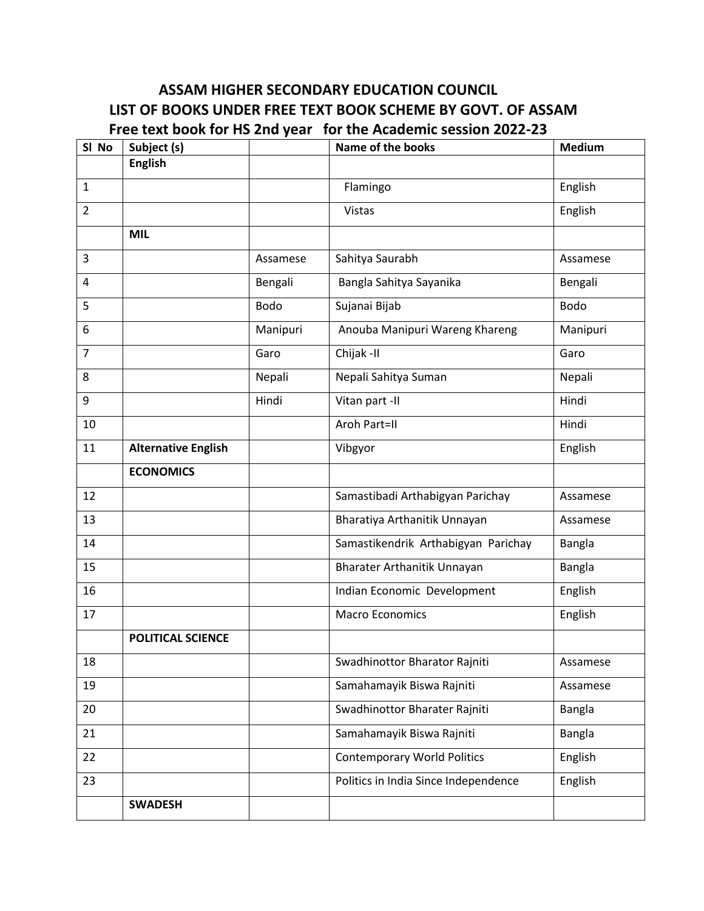# ASSAM HIGHER SECONDARY EDUCATION COUNCIL

## LIST OF BOOKS UNDER FREE TEXT BOOK SCHEME BY GOVT. OF ASSAM

### Free text book for HS 2nd year for the Academic session 2022-23

| Sl No | Subject (s) | | Name of the books | Medium |
|---|---|---|---|---|
| | **English** | | | |
| 1 | | | Flamingo | English |
| 2 | | | Vistas | English |
| | **MIL** | | | |
| 3 | | Assamese | Sahitya Saurabh | Assamese |
| 4 | | Bengali | Bangla Sahitya Sayanika | Bengali |
| 5 | | Bodo | Sujanai Bijab | Bodo |
| 6 | | Manipuri | Anouba Manipuri Wareng Khareng | Manipuri |
| 7 | | Garo | Chijak -II | Garo |
| 8 | | Nepali | Nepali Sahitya Suman | Nepali |
| 9 | | Hindi | Vitan part -II | Hindi |
| 10 | | | Aroh Part=II | Hindi |
| 11 | **Alternative English** | | Vibgyor | English |
| | **ECONOMICS** | | | |
| 12 | | | Samastibadi Arthabigyan Parichay | Assamese |
| 13 | | | Bharatiya Arthanitik Unnayan | Assamese |
| 14 | | | Samastikendrik Arthabigyan Parichay | Bangla |
| 15 | | | Bharater Arthanitik Unnayan | Bangla |
| 16 | | | Indian Economic Development | English |
| 17 | | | Macro Economics | English |
| | **POLITICAL SCIENCE** | | | |
| 18 | | | Swadhinottor Bharator Rajniti | Assamese |
| 19 | | | Samahamayik Biswa Rajniti | Assamese |
| 20 | | | Swadhinottor Bharater Rajniti | Bangla |
| 21 | | | Samahamayik Biswa Rajniti | Bangla |
| 22 | | | Contemporary World Politics | English |
| 23 | | | Politics in India Since Independence | English |
| | **SWADESH** | | | |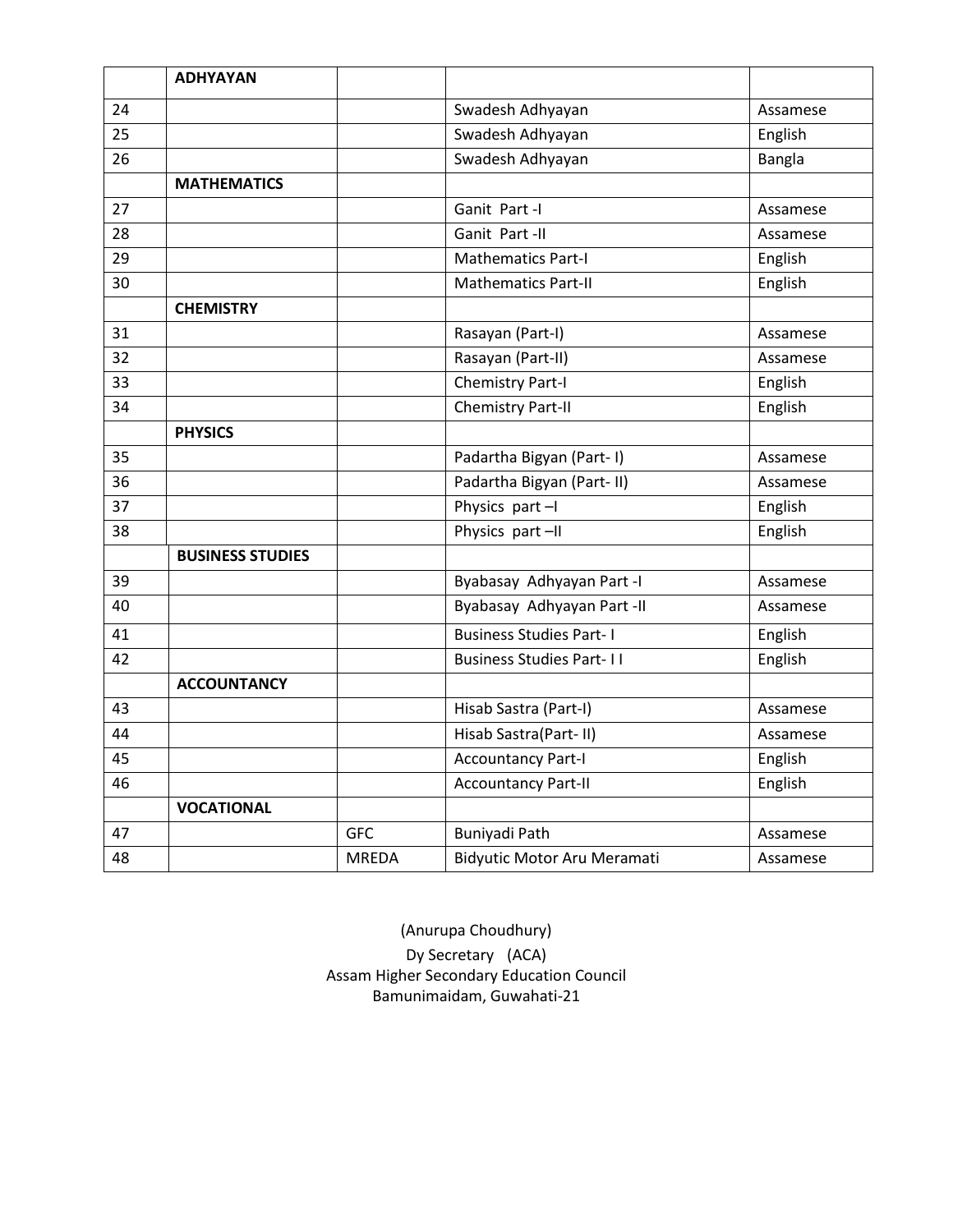| | | | | |
|---|---|---|---|---|
| | **ADHYAYAN** | | | |
| 24 | | | Swadesh Adhyayan | Assamese |
| 25 | | | Swadesh Adhyayan | English |
| 26 | | | Swadesh Adhyayan | Bangla |
| | **MATHEMATICS** | | | |
| 27 | | | Ganit Part -I | Assamese |
| 28 | | | Ganit Part -II | Assamese |
| 29 | | | Mathematics Part-I | English |
| 30 | | | Mathematics Part-II | English |
| | **CHEMISTRY** | | | |
| 31 | | | Rasayan (Part-I) | Assamese |
| 32 | | | Rasayan (Part-II) | Assamese |
| 33 | | | Chemistry Part-I | English |
| 34 | | | Chemistry Part-II | English |
| | **PHYSICS** | | | |
| 35 | | | Padartha Bigyan (Part- I) | Assamese |
| 36 | | | Padartha Bigyan (Part- II) | Assamese |
| 37 | | | Physics part –I | English |
| 38 | | | Physics part –II | English |
| | **BUSINESS STUDIES** | | | |
| 39 | | | Byabasay Adhyayan Part -I | Assamese |
| 40 | | | Byabasay Adhyayan Part -II | Assamese |
| 41 | | | Business Studies Part- I | English |
| 42 | | | Business Studies Part- I I | English |
| | **ACCOUNTANCY** | | | |
| 43 | | | Hisab Sastra (Part-I) | Assamese |
| 44 | | | Hisab Sastra(Part- II) | Assamese |
| 45 | | | Accountancy Part-I | English |
| 46 | | | Accountancy Part-II | English |
| | **VOCATIONAL** | | | |
| 47 | | GFC | Buniyadi Path | Assamese |
| 48 | | MREDA | Bidyutic Motor Aru Meramati | Assamese |

(Anurupa Choudhury)
Dy Secretary (ACA)
Assam Higher Secondary Education Council
Bamunimaidam, Guwahati-21